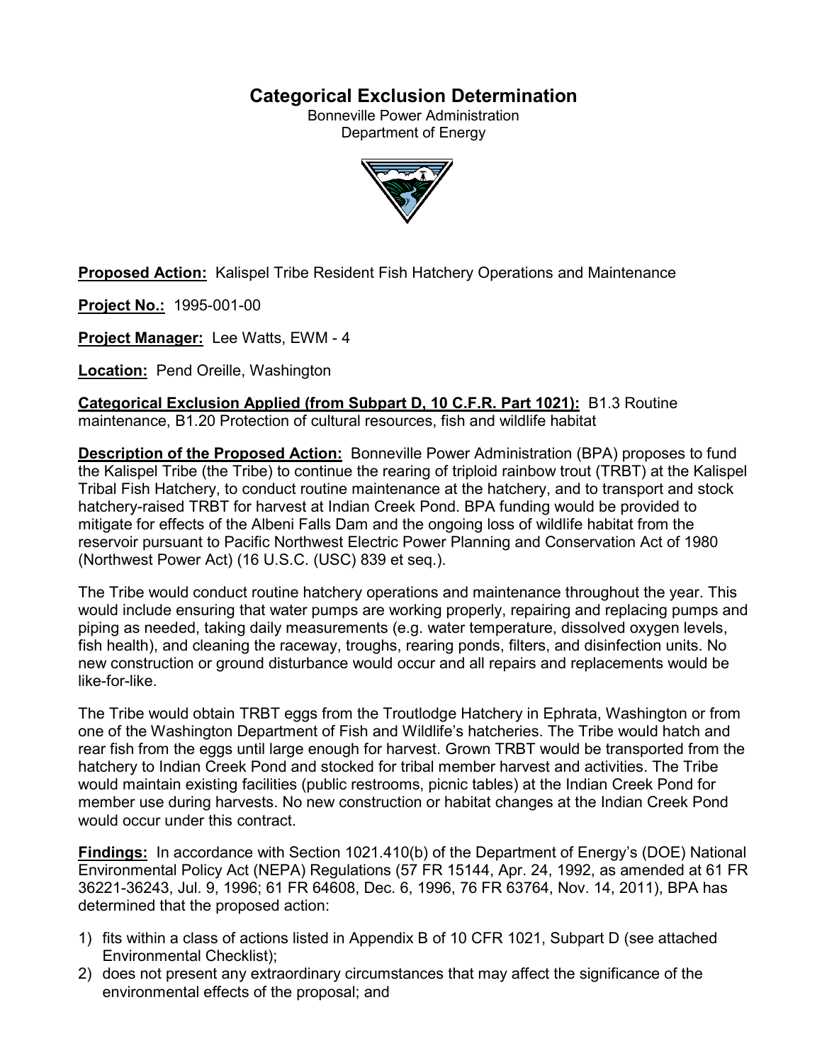# Categorical Exclusion Determination

Bonneville Power Administration
Department of Energy

**Proposed Action:** Kalispel Tribe Resident Fish Hatchery Operations and Maintenance

**Project No.:** 1995-001-00

**Project Manager:** Lee Watts, EWM - 4

**Location:** Pend Oreille, Washington

**Categorical Exclusion Applied (from Subpart D, 10 C.F.R. Part 1021):** B1.3 Routine maintenance, B1.20 Protection of cultural resources, fish and wildlife habitat

**Description of the Proposed Action:** Bonneville Power Administration (BPA) proposes to fund the Kalispel Tribe (the Tribe) to continue the rearing of triploid rainbow trout (TRBT) at the Kalispel Tribal Fish Hatchery, to conduct routine maintenance at the hatchery, and to transport and stock hatchery-raised TRBT for harvest at Indian Creek Pond. BPA funding would be provided to mitigate for effects of the Albeni Falls Dam and the ongoing loss of wildlife habitat from the reservoir pursuant to Pacific Northwest Electric Power Planning and Conservation Act of 1980 (Northwest Power Act) (16 U.S.C. (USC) 839 et seq.).

The Tribe would conduct routine hatchery operations and maintenance throughout the year. This would include ensuring that water pumps are working properly, repairing and replacing pumps and piping as needed, taking daily measurements (e.g. water temperature, dissolved oxygen levels, fish health), and cleaning the raceway, troughs, rearing ponds, filters, and disinfection units. No new construction or ground disturbance would occur and all repairs and replacements would be like-for-like.

The Tribe would obtain TRBT eggs from the Troutlodge Hatchery in Ephrata, Washington or from one of the Washington Department of Fish and Wildlife's hatcheries. The Tribe would hatch and rear fish from the eggs until large enough for harvest. Grown TRBT would be transported from the hatchery to Indian Creek Pond and stocked for tribal member harvest and activities. The Tribe would maintain existing facilities (public restrooms, picnic tables) at the Indian Creek Pond for member use during harvests. No new construction or habitat changes at the Indian Creek Pond would occur under this contract.

**Findings:** In accordance with Section 1021.410(b) of the Department of Energy's (DOE) National Environmental Policy Act (NEPA) Regulations (57 FR 15144, Apr. 24, 1992, as amended at 61 FR 36221-36243, Jul. 9, 1996; 61 FR 64608, Dec. 6, 1996, 76 FR 63764, Nov. 14, 2011), BPA has determined that the proposed action:

1) fits within a class of actions listed in Appendix B of 10 CFR 1021, Subpart D (see attached Environmental Checklist);
2) does not present any extraordinary circumstances that may affect the significance of the environmental effects of the proposal; and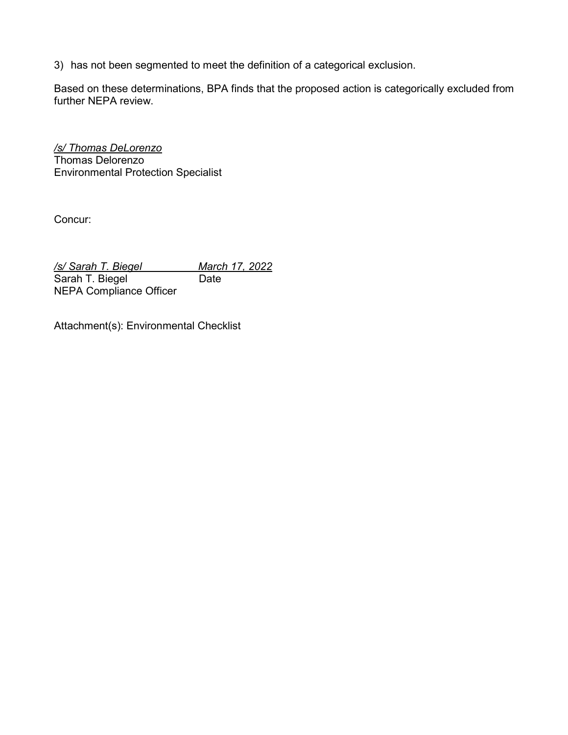3) has not been segmented to meet the definition of a categorical exclusion.

Based on these determinations, BPA finds that the proposed action is categorically excluded from further NEPA review.

*/s/ Thomas DeLorenzo*
Thomas Delorenzo
Environmental Protection Specialist

Concur:

*/s/ Sarah T. Biegel* *March 17, 2022*
Sarah T. Biegel Date
NEPA Compliance Officer

Attachment(s): Environmental Checklist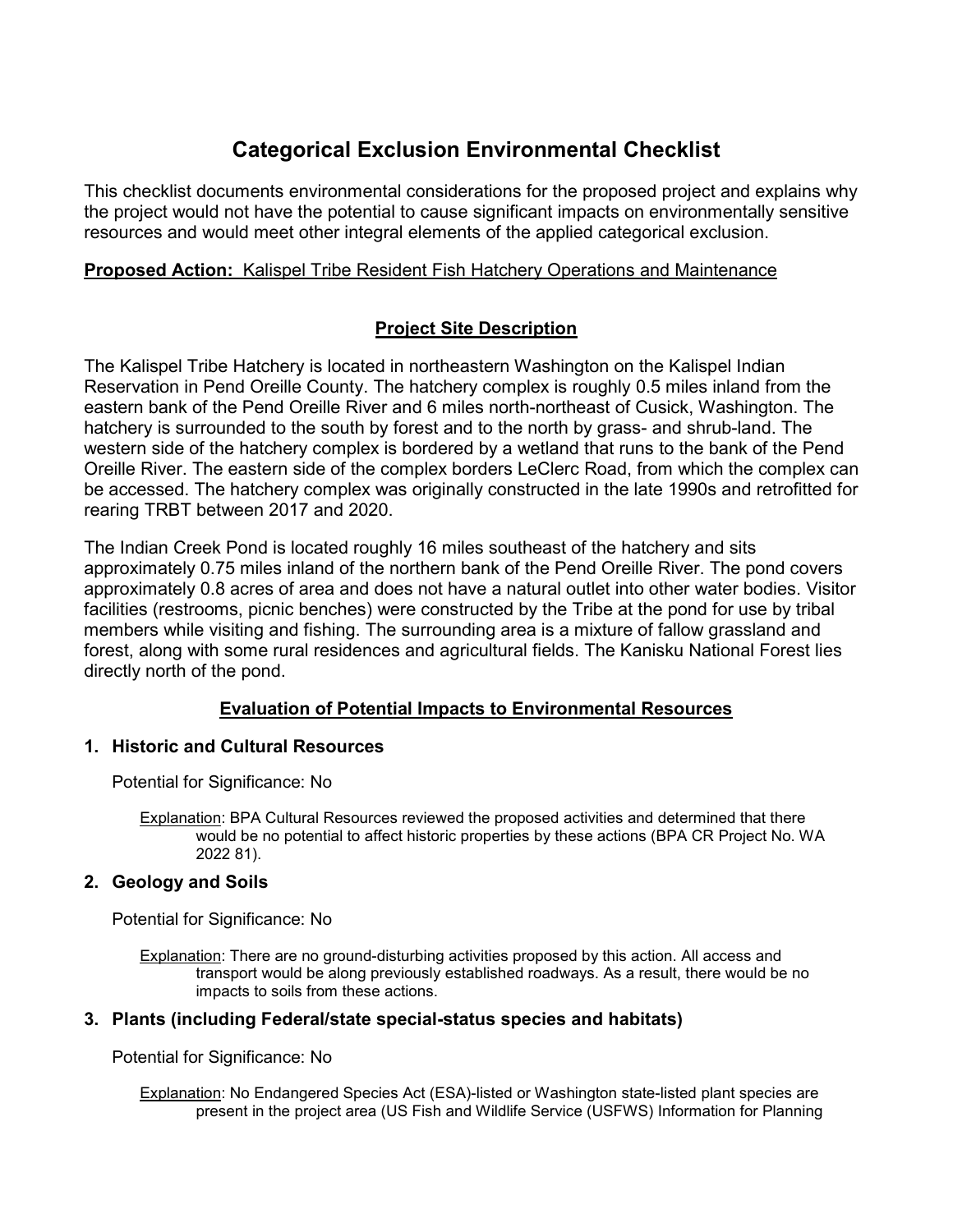# Categorical Exclusion Environmental Checklist

This checklist documents environmental considerations for the proposed project and explains why the project would not have the potential to cause significant impacts on environmentally sensitive resources and would meet other integral elements of the applied categorical exclusion.

**Proposed Action:** Kalispel Tribe Resident Fish Hatchery Operations and Maintenance

## Project Site Description

The Kalispel Tribe Hatchery is located in northeastern Washington on the Kalispel Indian Reservation in Pend Oreille County. The hatchery complex is roughly 0.5 miles inland from the eastern bank of the Pend Oreille River and 6 miles north-northeast of Cusick, Washington. The hatchery is surrounded to the south by forest and to the north by grass- and shrub-land. The western side of the hatchery complex is bordered by a wetland that runs to the bank of the Pend Oreille River. The eastern side of the complex borders LeClerc Road, from which the complex can be accessed. The hatchery complex was originally constructed in the late 1990s and retrofitted for rearing TRBT between 2017 and 2020.

The Indian Creek Pond is located roughly 16 miles southeast of the hatchery and sits approximately 0.75 miles inland of the northern bank of the Pend Oreille River. The pond covers approximately 0.8 acres of area and does not have a natural outlet into other water bodies. Visitor facilities (restrooms, picnic benches) were constructed by the Tribe at the pond for use by tribal members while visiting and fishing. The surrounding area is a mixture of fallow grassland and forest, along with some rural residences and agricultural fields. The Kanisku National Forest lies directly north of the pond.

## Evaluation of Potential Impacts to Environmental Resources

### 1. Historic and Cultural Resources

Potential for Significance: No

Explanation: BPA Cultural Resources reviewed the proposed activities and determined that there would be no potential to affect historic properties by these actions (BPA CR Project No. WA 2022 81).

### 2. Geology and Soils

Potential for Significance: No

Explanation: There are no ground-disturbing activities proposed by this action. All access and transport would be along previously established roadways. As a result, there would be no impacts to soils from these actions.

### 3. Plants (including Federal/state special-status species and habitats)

Potential for Significance: No

Explanation: No Endangered Species Act (ESA)-listed or Washington state-listed plant species are present in the project area (US Fish and Wildlife Service (USFWS) Information for Planning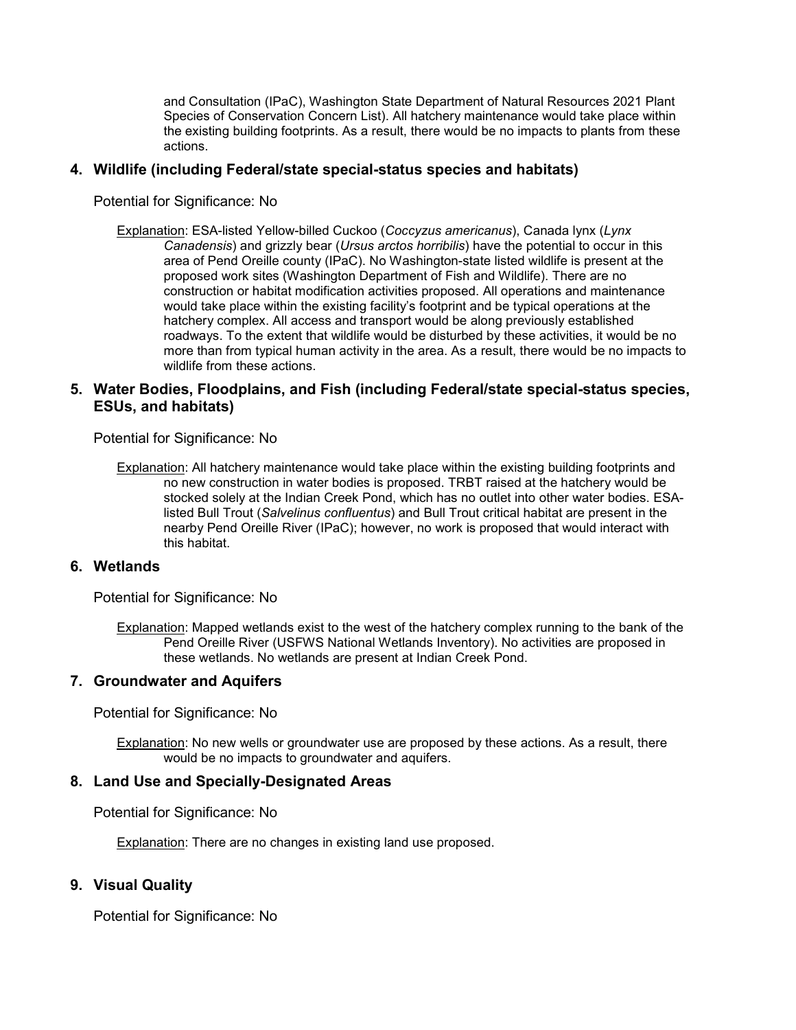and Consultation (IPaC), Washington State Department of Natural Resources 2021 Plant Species of Conservation Concern List). All hatchery maintenance would take place within the existing building footprints. As a result, there would be no impacts to plants from these actions.

## 4. Wildlife (including Federal/state special-status species and habitats)

Potential for Significance: No

Explanation: ESA-listed Yellow-billed Cuckoo (*Coccyzus americanus*), Canada lynx (*Lynx Canadensis*) and grizzly bear (*Ursus arctos horribilis*) have the potential to occur in this area of Pend Oreille county (IPaC). No Washington-state listed wildlife is present at the proposed work sites (Washington Department of Fish and Wildlife). There are no construction or habitat modification activities proposed. All operations and maintenance would take place within the existing facility's footprint and be typical operations at the hatchery complex. All access and transport would be along previously established roadways. To the extent that wildlife would be disturbed by these activities, it would be no more than from typical human activity in the area. As a result, there would be no impacts to wildlife from these actions.

## 5. Water Bodies, Floodplains, and Fish (including Federal/state special-status species, ESUs, and habitats)

Potential for Significance: No

Explanation: All hatchery maintenance would take place within the existing building footprints and no new construction in water bodies is proposed. TRBT raised at the hatchery would be stocked solely at the Indian Creek Pond, which has no outlet into other water bodies. ESA-listed Bull Trout (*Salvelinus confluentus*) and Bull Trout critical habitat are present in the nearby Pend Oreille River (IPaC); however, no work is proposed that would interact with this habitat.

## 6. Wetlands

Potential for Significance: No

Explanation: Mapped wetlands exist to the west of the hatchery complex running to the bank of the Pend Oreille River (USFWS National Wetlands Inventory). No activities are proposed in these wetlands. No wetlands are present at Indian Creek Pond.

## 7. Groundwater and Aquifers

Potential for Significance: No

Explanation: No new wells or groundwater use are proposed by these actions. As a result, there would be no impacts to groundwater and aquifers.

## 8. Land Use and Specially-Designated Areas

Potential for Significance: No

Explanation: There are no changes in existing land use proposed.

## 9. Visual Quality

Potential for Significance: No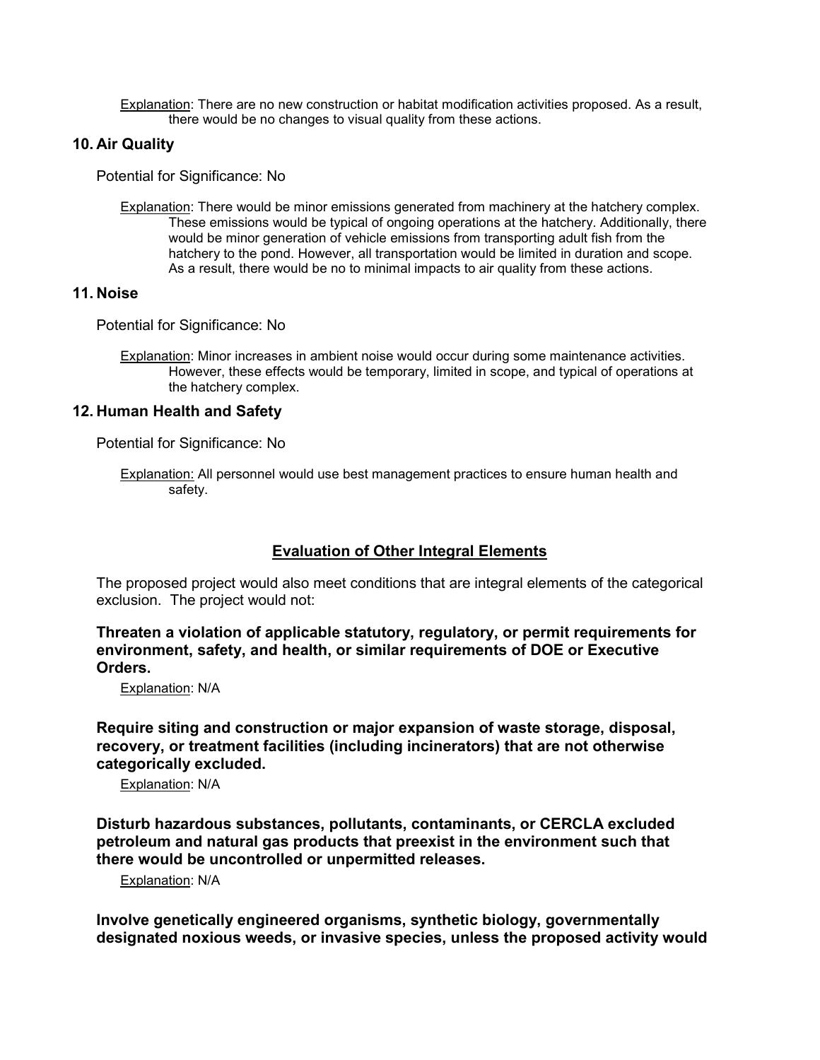Explanation: There are no new construction or habitat modification activities proposed. As a result, there would be no changes to visual quality from these actions.

## 10. Air Quality

Potential for Significance: No

Explanation: There would be minor emissions generated from machinery at the hatchery complex. These emissions would be typical of ongoing operations at the hatchery. Additionally, there would be minor generation of vehicle emissions from transporting adult fish from the hatchery to the pond. However, all transportation would be limited in duration and scope. As a result, there would be no to minimal impacts to air quality from these actions.

## 11. Noise

Potential for Significance: No

Explanation: Minor increases in ambient noise would occur during some maintenance activities. However, these effects would be temporary, limited in scope, and typical of operations at the hatchery complex.

## 12. Human Health and Safety

Potential for Significance: No

Explanation: All personnel would use best management practices to ensure human health and safety.

## Evaluation of Other Integral Elements

The proposed project would also meet conditions that are integral elements of the categorical exclusion. The project would not:

**Threaten a violation of applicable statutory, regulatory, or permit requirements for environment, safety, and health, or similar requirements of DOE or Executive Orders.**

Explanation: N/A

**Require siting and construction or major expansion of waste storage, disposal, recovery, or treatment facilities (including incinerators) that are not otherwise categorically excluded.**

Explanation: N/A

**Disturb hazardous substances, pollutants, contaminants, or CERCLA excluded petroleum and natural gas products that preexist in the environment such that there would be uncontrolled or unpermitted releases.**

Explanation: N/A

**Involve genetically engineered organisms, synthetic biology, governmentally designated noxious weeds, or invasive species, unless the proposed activity would**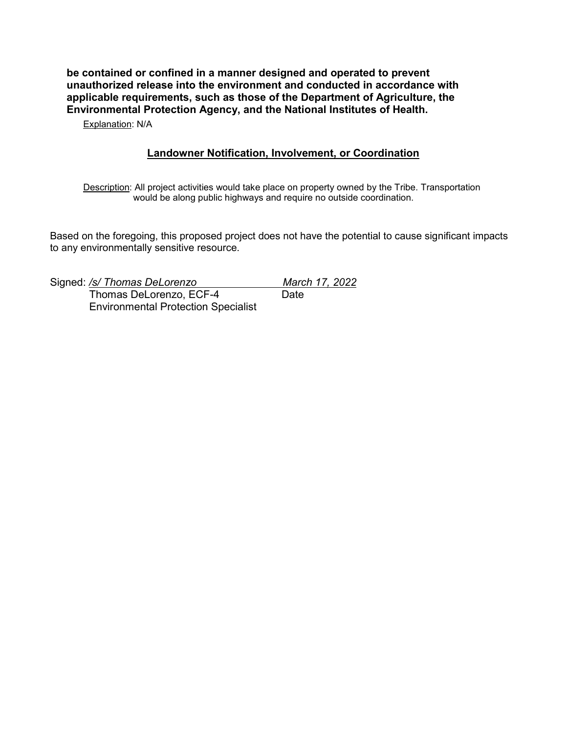**be contained or confined in a manner designed and operated to prevent unauthorized release into the environment and conducted in accordance with applicable requirements, such as those of the Department of Agriculture, the Environmental Protection Agency, and the National Institutes of Health.**

Explanation: N/A

## Landowner Notification, Involvement, or Coordination

Description: All project activities would take place on property owned by the Tribe. Transportation would be along public highways and require no outside coordination.

Based on the foregoing, this proposed project does not have the potential to cause significant impacts to any environmentally sensitive resource.

Signed: */s/ Thomas DeLorenzo* *March 17, 2022*
Thomas DeLorenzo, ECF-4 Date
Environmental Protection Specialist